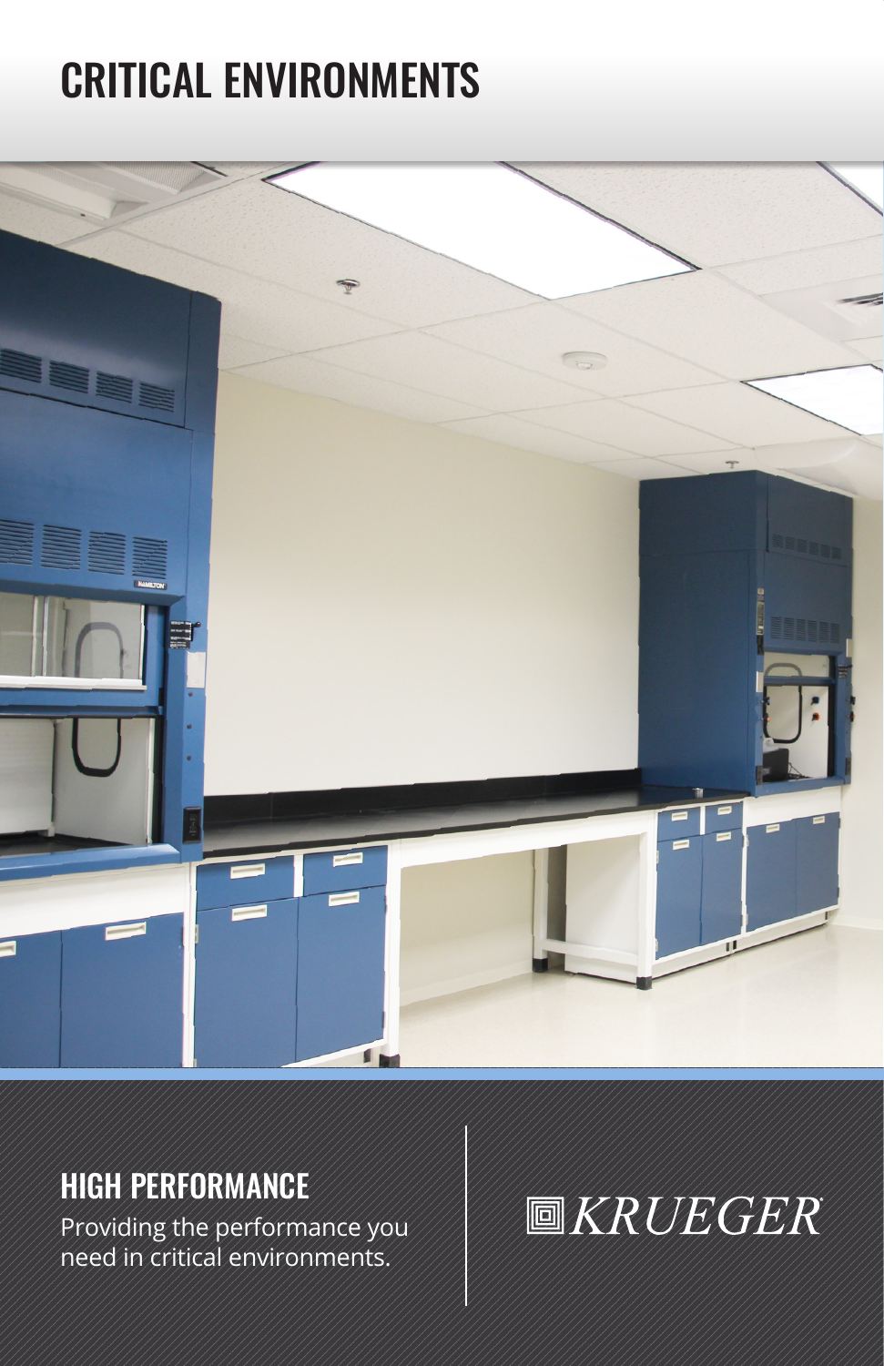# CRITICAL ENVIRONMENTS

## HIGH PERFORMANCE

Providing the performance you need in critical environments.

KRUEGER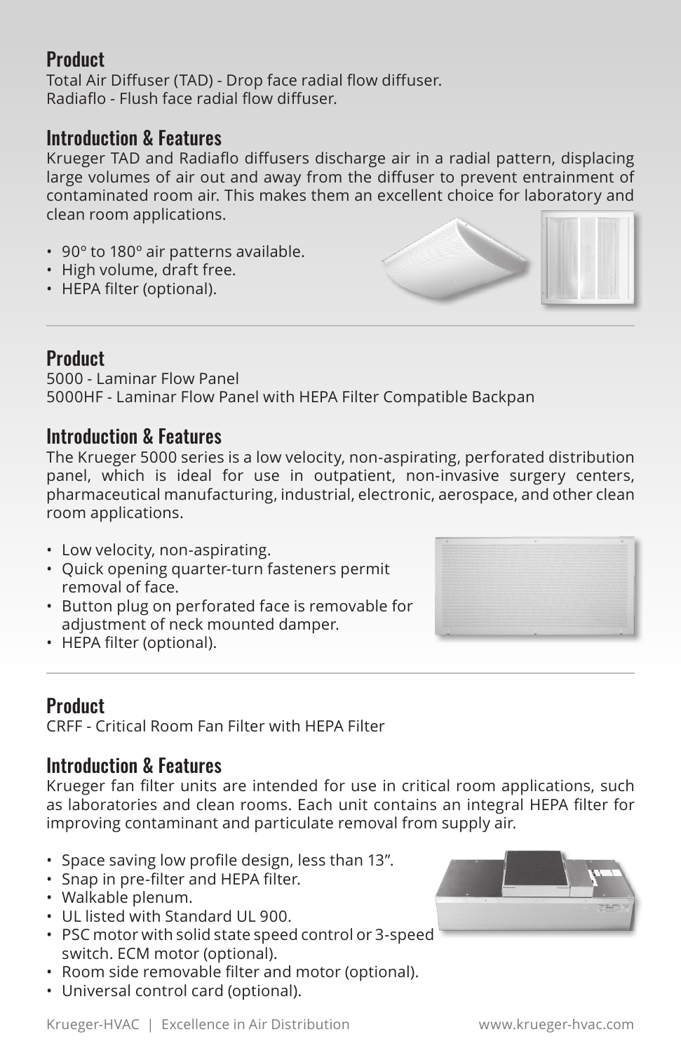## Product

Total Air Diffuser (TAD) - Drop face radial flow diffuser.
Radiaflo - Flush face radial flow diffuser.

## Introduction & Features

Krueger TAD and Radiaflo diffusers discharge air in a radial pattern, displacing large volumes of air out and away from the diffuser to prevent entrainment of contaminated room air. This makes them an excellent choice for laboratory and clean room applications.

- 90º to 180º air patterns available.
- High volume, draft free.
- HEPA filter (optional).

---

## Product

5000 - Laminar Flow Panel
5000HF - Laminar Flow Panel with HEPA Filter Compatible Backpan

## Introduction & Features

The Krueger 5000 series is a low velocity, non-aspirating, perforated distribution panel, which is ideal for use in outpatient, non-invasive surgery centers, pharmaceutical manufacturing, industrial, electronic, aerospace, and other clean room applications.

- Low velocity, non-aspirating.
- Quick opening quarter-turn fasteners permit removal of face.
- Button plug on perforated face is removable for adjustment of neck mounted damper.
- HEPA filter (optional).

---

## Product

CRFF - Critical Room Fan Filter with HEPA Filter

## Introduction & Features

Krueger fan filter units are intended for use in critical room applications, such as laboratories and clean rooms. Each unit contains an integral HEPA filter for improving contaminant and particulate removal from supply air.

- Space saving low profile design, less than 13”.
- Snap in pre-filter and HEPA filter.
- Walkable plenum.
- UL listed with Standard UL 900.
- PSC motor with solid state speed control or 3-speed switch. ECM motor (optional).
- Room side removable filter and motor (optional).
- Universal control card (optional).